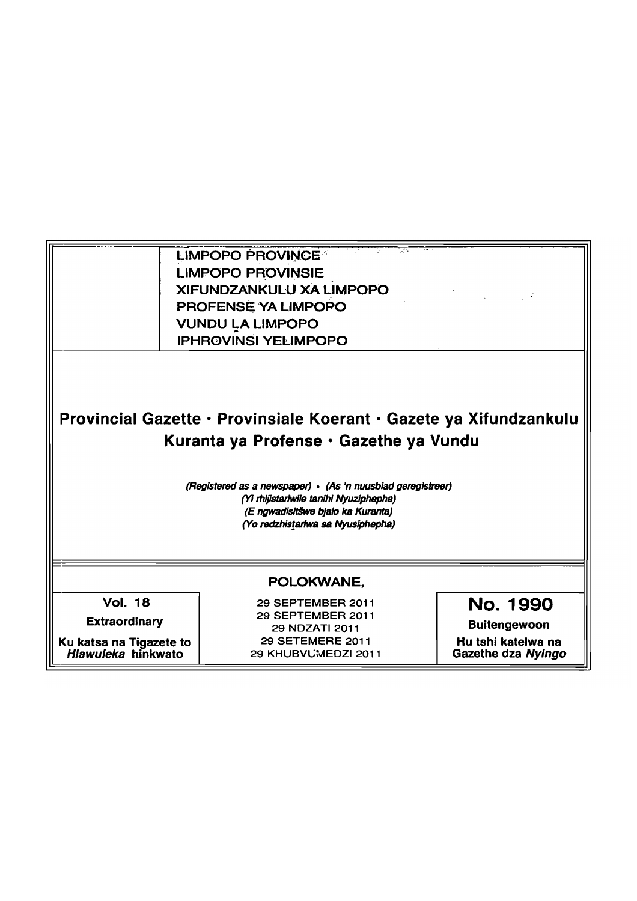LIMPOPO PROVINCE
LIMPOPO PROVINSIE
XIFUNDZANKULU XA LIMPOPO
PROFENSE YA LIMPOPO
VUNDU LA LIMPOPO
IPHROVINSI YELIMPOPO

# Provincial Gazette · Provinsiale Koerant · Gazete ya Xifundzankulu Kuranta ya Profense · Gazethe ya Vundu

*(Registered as a newspaper) · (As 'n nuusblad geregistreer)*
*(Yi rhijistariwile tanihi Nyuziphepha)*
*(E ngwadisitšwe bjalo ka Kuranta)*
*(Yo redzhistariwa sa Nyusiphepha)*

**POLOKWANE,**

| Vol. 18 | 29 SEPTEMBER 2011 | No. 1990 |
|---|---|---|
| Extraordinary | 29 SEPTEMBER 2011 | Buitengewoon |
| Ku katsa na Tigazete to *Hlawuleka* hinkwato | 29 NDZATI 2011 | Hu tshi katelwa na Gazethe dza *Nyingo* |
| | 29 SETEMERE 2011 | |
| | 29 KHUBVUMEDZI 2011 | |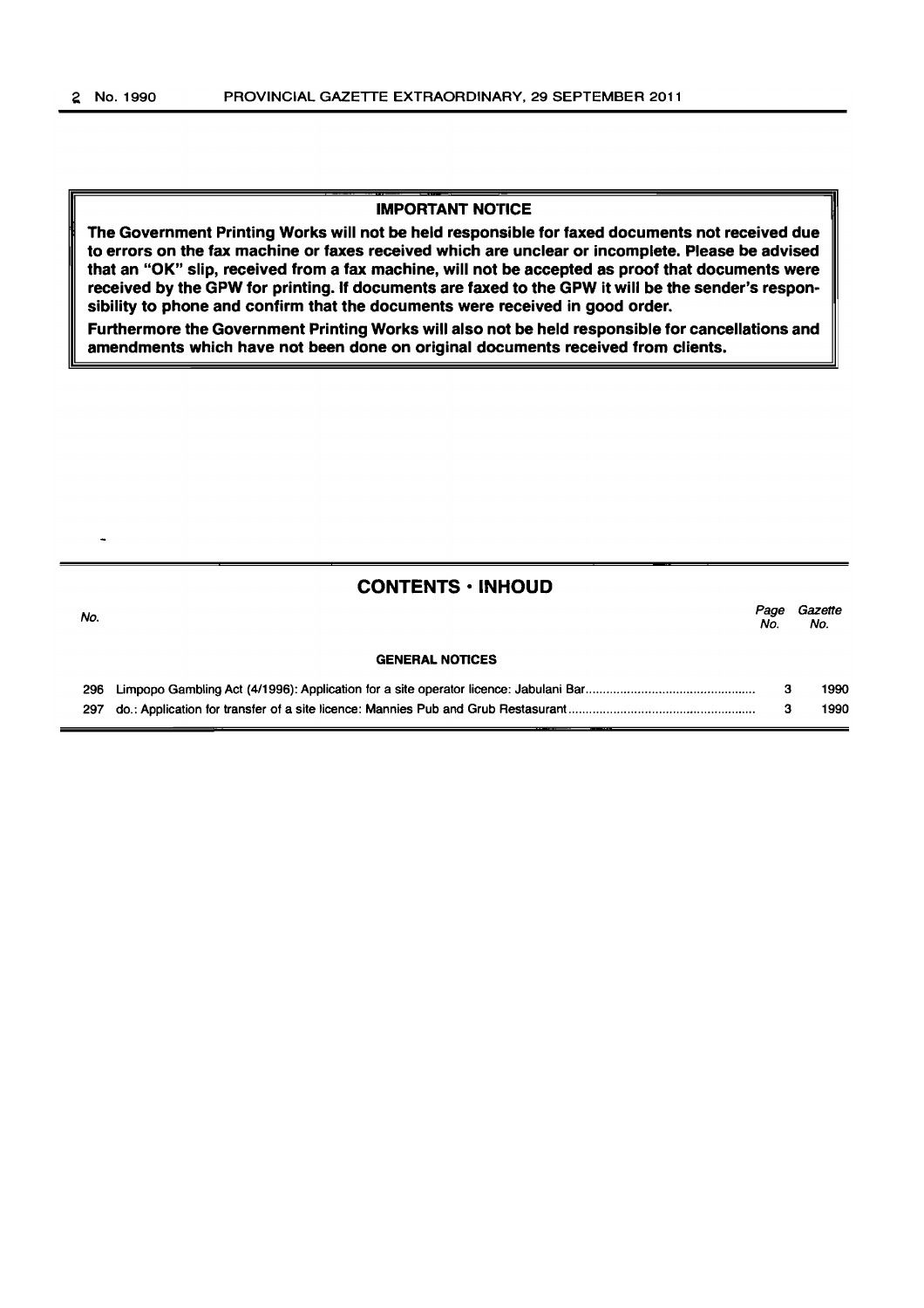**IMPORTANT NOTICE**

**The Government Printing Works will not be held responsible for faxed documents not received due to errors on the fax machine or faxes received which are unclear or incomplete. Please be advised that an "OK" slip, received from a fax machine, will not be accepted as proof that documents were received by the GPW for printing. If documents are faxed to the GPW it will be the sender's responsibility to phone and confirm that the documents were received in good order.**

**Furthermore the Government Printing Works will also not be held responsible for cancellations and amendments which have not been done on original documents received from clients.**

## CONTENTS · INHOUD

| *No.* | | *Page No.* | *Gazette No.* |
|---|---|---|---|
| | **GENERAL NOTICES** | | |
| 296 | Limpopo Gambling Act (4/1996): Application for a site operator licence: Jabulani Bar | 3 | 1990 |
| 297 | do.: Application for transfer of a site licence: Mannies Pub and Grub Restasurant | 3 | 1990 |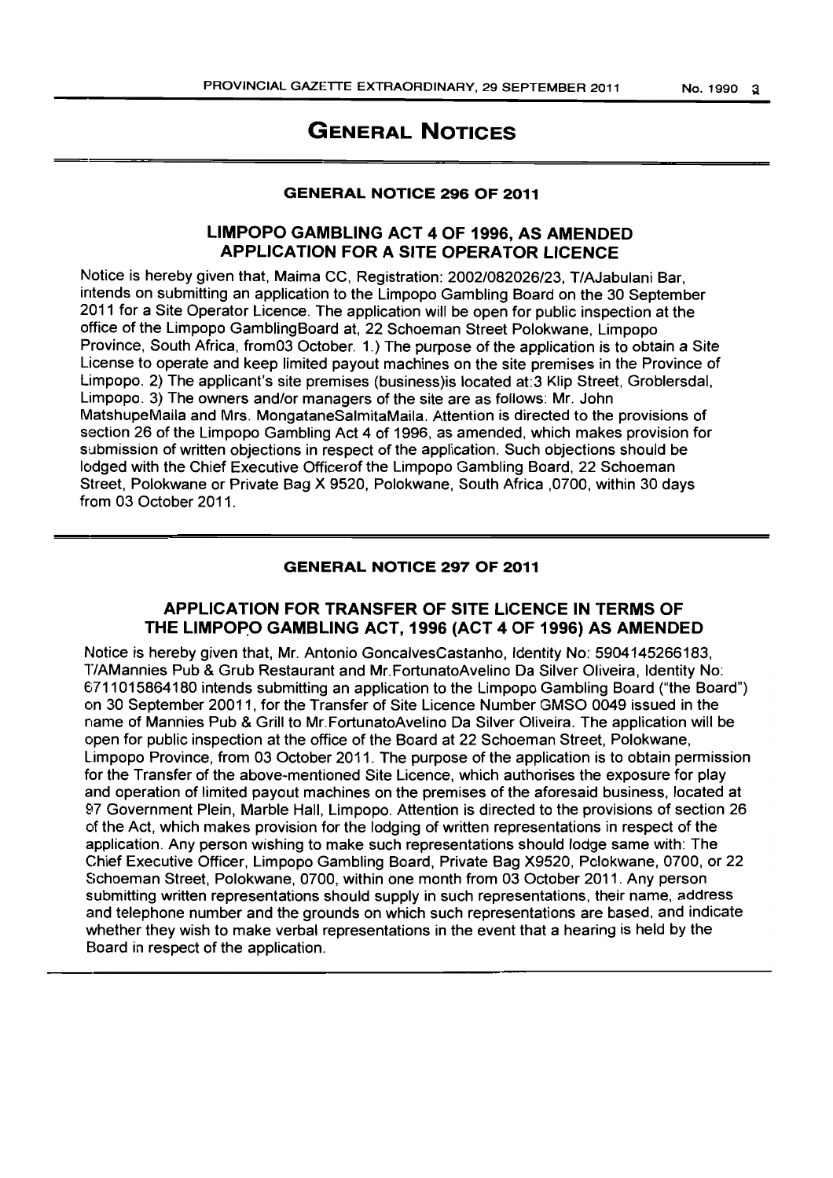# GENERAL NOTICES

## GENERAL NOTICE 296 OF 2011

### LIMPOPO GAMBLING ACT 4 OF 1996, AS AMENDED APPLICATION FOR A SITE OPERATOR LICENCE

Notice is hereby given that, Maima CC, Registration: 2002/082026/23, T/AJabulani Bar, intends on submitting an application to the Limpopo Gambling Board on the 30 September 2011 for a Site Operator Licence. The application will be open for public inspection at the office of the Limpopo GamblingBoard at, 22 Schoeman Street Polokwane, Limpopo Province, South Africa, from03 October. 1.) The purpose of the application is to obtain a Site License to operate and keep limited payout machines on the site premises in the Province of Limpopo. 2) The applicant's site premises (business)is located at:3 Klip Street, Groblersdal, Limpopo. 3) The owners and/or managers of the site are as follows: Mr. John MatshupeMaila and Mrs. MongataneSalmitaMaila. Attention is directed to the provisions of section 26 of the Limpopo Gambling Act 4 of 1996, as amended, which makes provision for submission of written objections in respect of the application. Such objections should be lodged with the Chief Executive Officerof the Limpopo Gambling Board, 22 Schoeman Street, Polokwane or Private Bag X 9520, Polokwane, South Africa ,0700, within 30 days from 03 October 2011.

## GENERAL NOTICE 297 OF 2011

### APPLICATION FOR TRANSFER OF SITE LICENCE IN TERMS OF THE LIMPOPO GAMBLING ACT, 1996 (ACT 4 OF 1996) AS AMENDED

Notice is hereby given that, Mr. Antonio GoncalvesCastanho, Identity No: 5904145266183, T/AMannies Pub & Grub Restaurant and Mr.FortunatoAvelino Da Silver Oliveira, Identity No: 6711015864180 intends submitting an application to the Limpopo Gambling Board ("the Board") on 30 September 20011, for the Transfer of Site Licence Number GMSO 0049 issued in the name of Mannies Pub & Grill to Mr.FortunatoAvelino Da Silver Oliveira. The application will be open for public inspection at the office of the Board at 22 Schoeman Street, Polokwane, Limpopo Province, from 03 October 2011. The purpose of the application is to obtain permission for the Transfer of the above-mentioned Site Licence, which authorises the exposure for play and operation of limited payout machines on the premises of the aforesaid business, located at 97 Government Plein, Marble Hall, Limpopo. Attention is directed to the provisions of section 26 of the Act, which makes provision for the lodging of written representations in respect of the application. Any person wishing to make such representations should lodge same with: The Chief Executive Officer, Limpopo Gambling Board, Private Bag X9520, Polokwane, 0700, or 22 Schoeman Street, Polokwane, 0700, within one month from 03 October 2011. Any person submitting written representations should supply in such representations, their name, address and telephone number and the grounds on which such representations are based, and indicate whether they wish to make verbal representations in the event that a hearing is held by the Board in respect of the application.